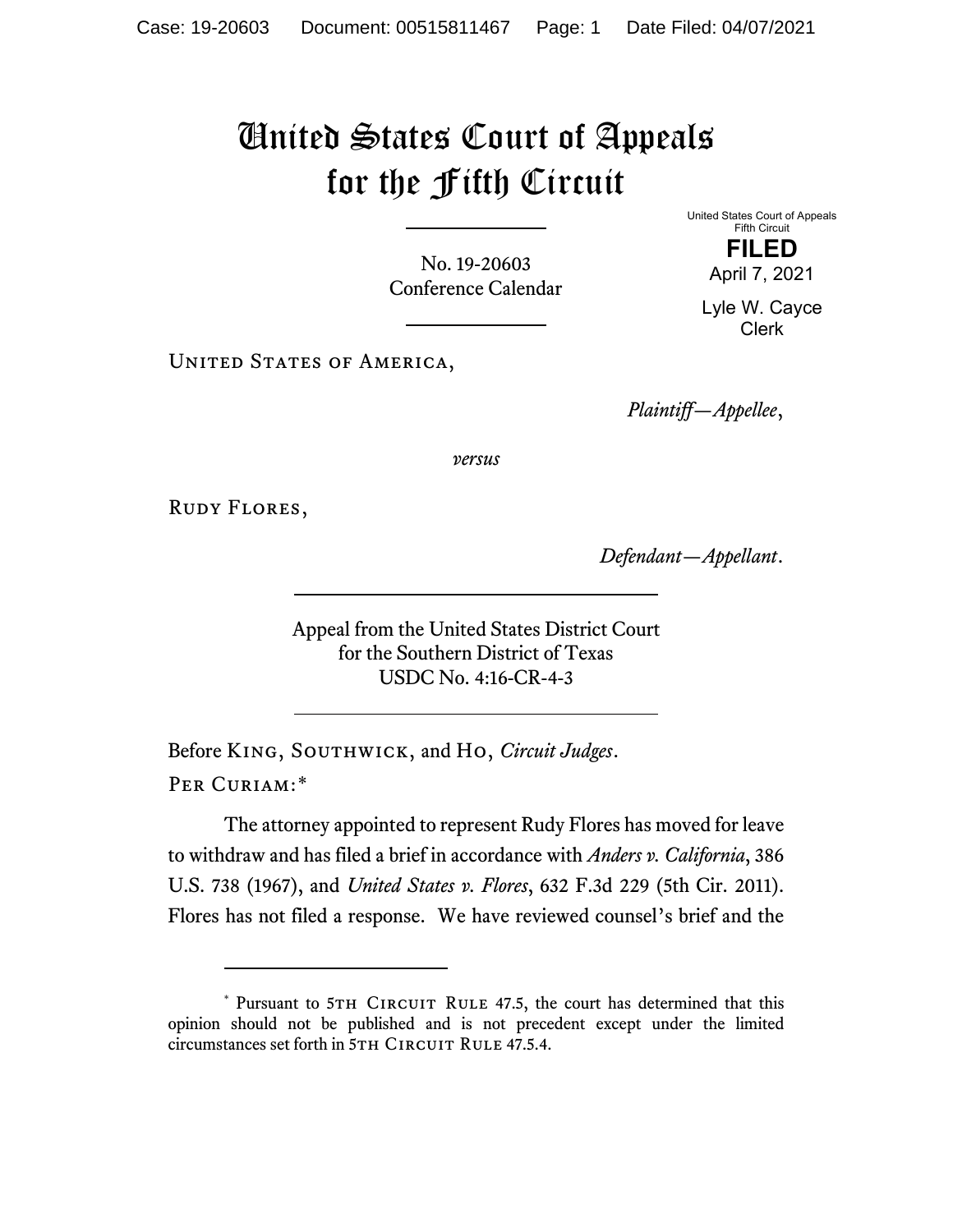# United States Court of Appeals for the Fifth Circuit

No. 19-20603
Conference Calendar

United States Court of Appeals
Fifth Circuit

**FILED**

April 7, 2021

Lyle W. Cayce
Clerk

United States of America,

*Plaintiff—Appellee*,

*versus*

Rudy Flores,

*Defendant—Appellant*.

Appeal from the United States District Court
for the Southern District of Texas
USDC No. 4:16-CR-4-3

Before King, Southwick, and Ho, *Circuit Judges*.

Per Curiam:*

The attorney appointed to represent Rudy Flores has moved for leave to withdraw and has filed a brief in accordance with *Anders v. California*, 386 U.S. 738 (1967), and *United States v. Flores*, 632 F.3d 229 (5th Cir. 2011). Flores has not filed a response. We have reviewed counsel's brief and the

---

\* Pursuant to 5th Circuit Rule 47.5, the court has determined that this opinion should not be published and is not precedent except under the limited circumstances set forth in 5th Circuit Rule 47.5.4.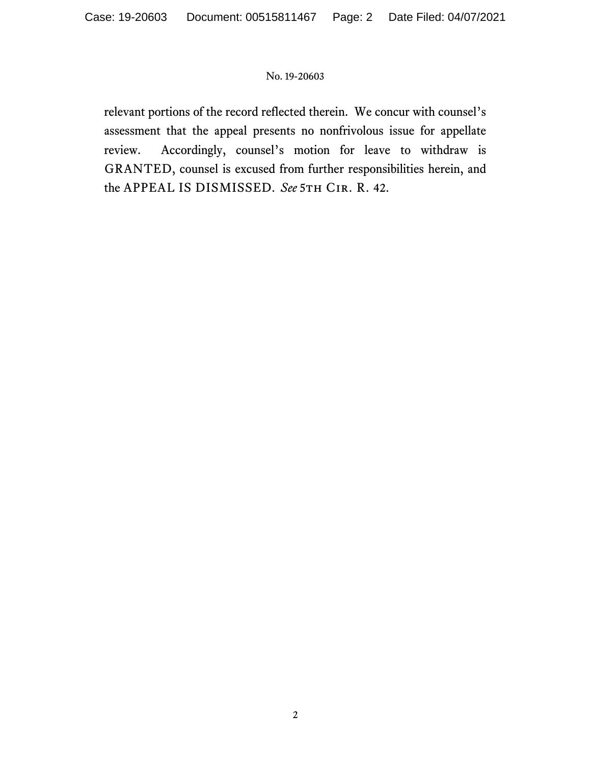relevant portions of the record reflected therein. We concur with counsel's assessment that the appeal presents no nonfrivolous issue for appellate review. Accordingly, counsel's motion for leave to withdraw is GRANTED, counsel is excused from further responsibilities herein, and the APPEAL IS DISMISSED. *See* 5TH CIR. R. 42.